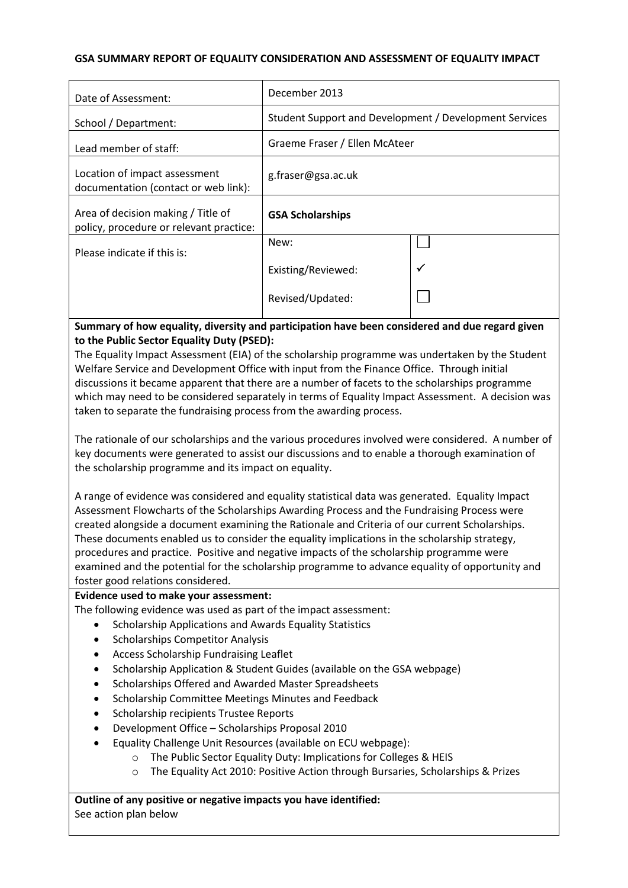# GSA SUMMARY REPORT OF EQUALITY CONSIDERATION AND ASSESSMENT OF EQUALITY IMPACT

| | | |
|---|---|---|
| Date of Assessment: | December 2013 | |
| School / Department: | Student Support and Development / Development Services | |
| Lead member of staff: | Graeme Fraser / Ellen McAteer | |
| Location of impact assessment documentation (contact or web link): | g.fraser@gsa.ac.uk | |
| Area of decision making / Title of policy, procedure or relevant practice: | **GSA Scholarships** | |
| Please indicate if this is: | New: | ☐ |
| | Existing/Reviewed: | ✓ |
| | Revised/Updated: | ☐ |

**Summary of how equality, diversity and participation have been considered and due regard given to the Public Sector Equality Duty (PSED):**

The Equality Impact Assessment (EIA) of the scholarship programme was undertaken by the Student Welfare Service and Development Office with input from the Finance Office. Through initial discussions it became apparent that there are a number of facets to the scholarships programme which may need to be considered separately in terms of Equality Impact Assessment. A decision was taken to separate the fundraising process from the awarding process.

The rationale of our scholarships and the various procedures involved were considered. A number of key documents were generated to assist our discussions and to enable a thorough examination of the scholarship programme and its impact on equality.

A range of evidence was considered and equality statistical data was generated. Equality Impact Assessment Flowcharts of the Scholarships Awarding Process and the Fundraising Process were created alongside a document examining the Rationale and Criteria of our current Scholarships. These documents enabled us to consider the equality implications in the scholarship strategy, procedures and practice. Positive and negative impacts of the scholarship programme were examined and the potential for the scholarship programme to advance equality of opportunity and foster good relations considered.

**Evidence used to make your assessment:**

The following evidence was used as part of the impact assessment:

- Scholarship Applications and Awards Equality Statistics
- Scholarships Competitor Analysis
- Access Scholarship Fundraising Leaflet
- Scholarship Application & Student Guides (available on the GSA webpage)
- Scholarships Offered and Awarded Master Spreadsheets
- Scholarship Committee Meetings Minutes and Feedback
- Scholarship recipients Trustee Reports
- Development Office – Scholarships Proposal 2010
- Equality Challenge Unit Resources (available on ECU webpage):
    - The Public Sector Equality Duty: Implications for Colleges & HEIS
    - The Equality Act 2010: Positive Action through Bursaries, Scholarships & Prizes

**Outline of any positive or negative impacts you have identified:**

See action plan below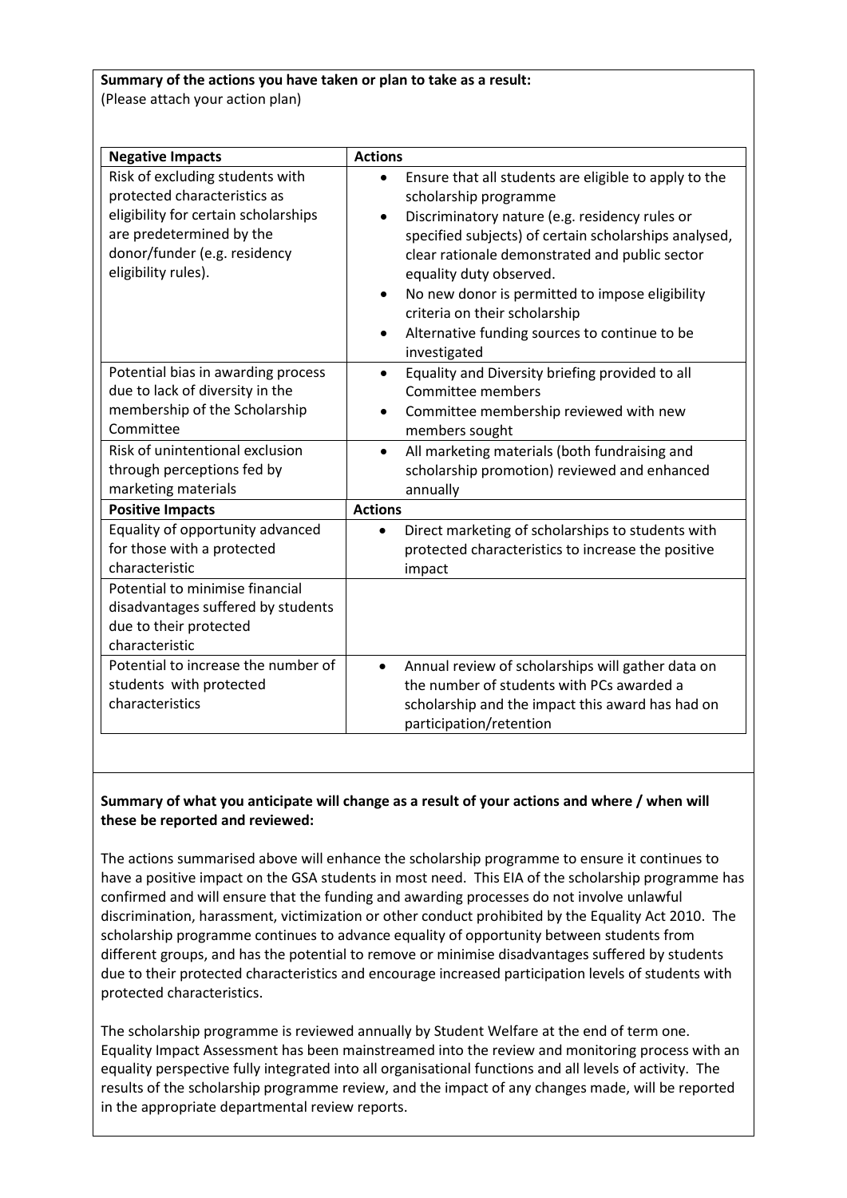**Summary of the actions you have taken or plan to take as a result:**
(Please attach your action plan)

| Negative Impacts | Actions |
| --- | --- |
| Risk of excluding students with protected characteristics as eligibility for certain scholarships are predetermined by the donor/funder (e.g. residency eligibility rules). | • Ensure that all students are eligible to apply to the scholarship programme<br>• Discriminatory nature (e.g. residency rules or specified subjects) of certain scholarships analysed, clear rationale demonstrated and public sector equality duty observed.<br>• No new donor is permitted to impose eligibility criteria on their scholarship<br>• Alternative funding sources to continue to be investigated |
| Potential bias in awarding process due to lack of diversity in the membership of the Scholarship Committee | • Equality and Diversity briefing provided to all Committee members<br>• Committee membership reviewed with new members sought |
| Risk of unintentional exclusion through perceptions fed by marketing materials | • All marketing materials (both fundraising and scholarship promotion) reviewed and enhanced annually |
| **Positive Impacts** | **Actions** |
| Equality of opportunity advanced for those with a protected characteristic | • Direct marketing of scholarships to students with protected characteristics to increase the positive impact |
| Potential to minimise financial disadvantages suffered by students due to their protected characteristic | |
| Potential to increase the number of students with protected characteristics | • Annual review of scholarships will gather data on the number of students with PCs awarded a scholarship and the impact this award has had on participation/retention |

**Summary of what you anticipate will change as a result of your actions and where / when will these be reported and reviewed:**

The actions summarised above will enhance the scholarship programme to ensure it continues to have a positive impact on the GSA students in most need. This EIA of the scholarship programme has confirmed and will ensure that the funding and awarding processes do not involve unlawful discrimination, harassment, victimization or other conduct prohibited by the Equality Act 2010. The scholarship programme continues to advance equality of opportunity between students from different groups, and has the potential to remove or minimise disadvantages suffered by students due to their protected characteristics and encourage increased participation levels of students with protected characteristics.

The scholarship programme is reviewed annually by Student Welfare at the end of term one. Equality Impact Assessment has been mainstreamed into the review and monitoring process with an equality perspective fully integrated into all organisational functions and all levels of activity. The results of the scholarship programme review, and the impact of any changes made, will be reported in the appropriate departmental review reports.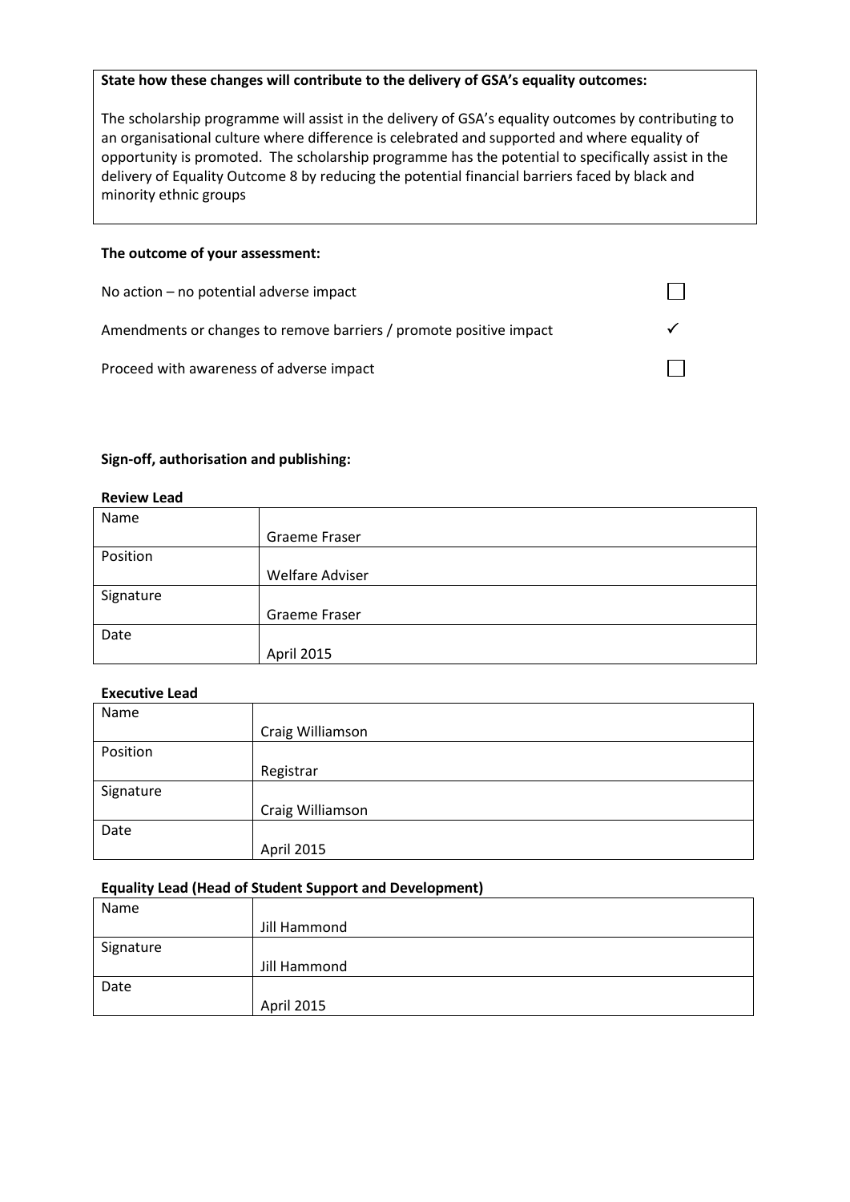**State how these changes will contribute to the delivery of GSA's equality outcomes:**

The scholarship programme will assist in the delivery of GSA's equality outcomes by contributing to an organisational culture where difference is celebrated and supported and where equality of opportunity is promoted. The scholarship programme has the potential to specifically assist in the delivery of Equality Outcome 8 by reducing the potential financial barriers faced by black and minority ethnic groups

**The outcome of your assessment:**

| | |
|---|---|
| No action – no potential adverse impact | ☐ |
| Amendments or changes to remove barriers / promote positive impact | ✓ |
| Proceed with awareness of adverse impact | ☐ |

**Sign-off, authorisation and publishing:**

**Review Lead**

| | |
|---|---|
| Name | Graeme Fraser |
| Position | Welfare Adviser |
| Signature | Graeme Fraser |
| Date | April 2015 |

**Executive Lead**

| | |
|---|---|
| Name | Craig Williamson |
| Position | Registrar |
| Signature | Craig Williamson |
| Date | April 2015 |

**Equality Lead (Head of Student Support and Development)**

| | |
|---|---|
| Name | Jill Hammond |
| Signature | Jill Hammond |
| Date | April 2015 |